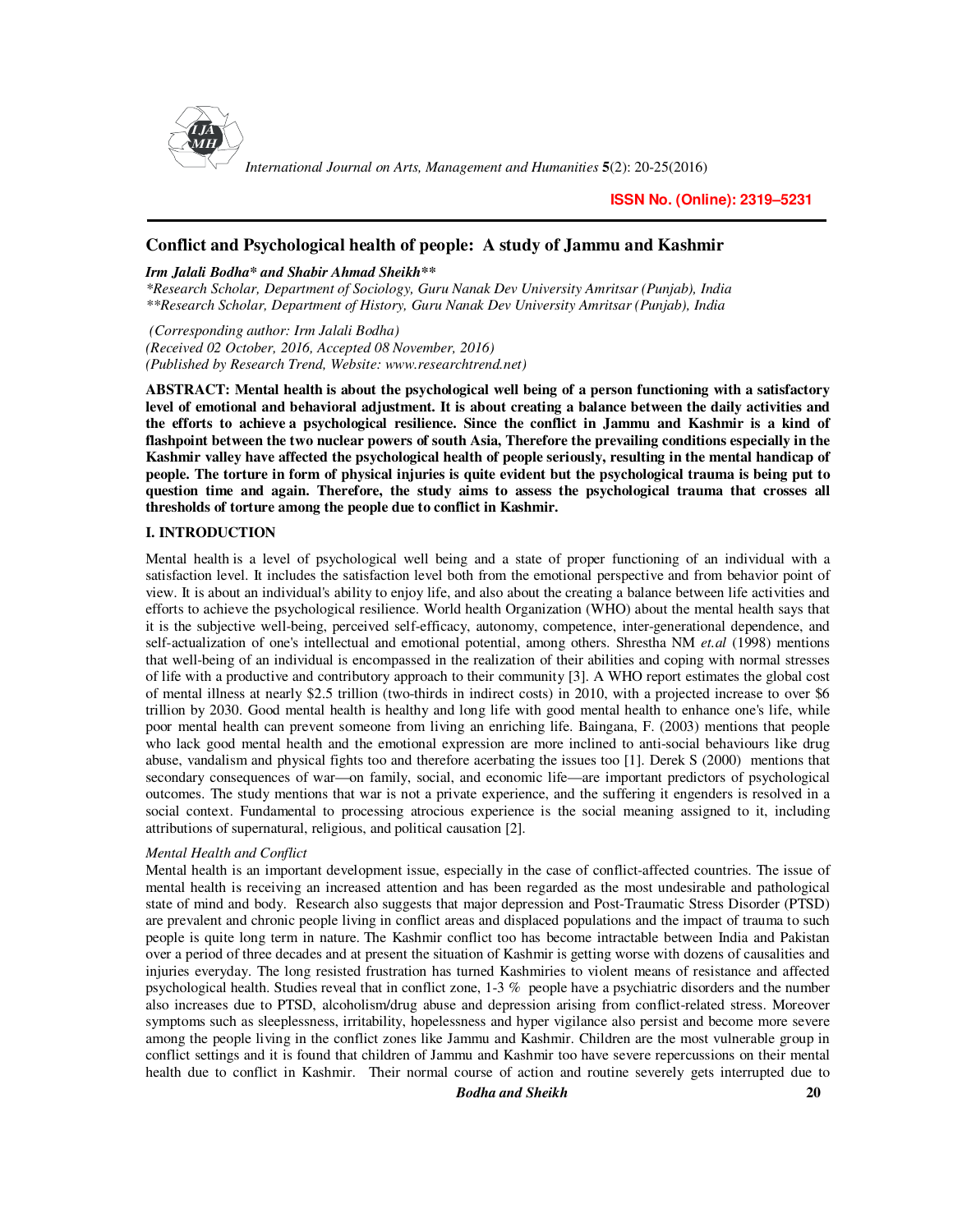ISSN No. (Online): 2319–5231

# Conflict and Psychological health of people: A study of Jammu and Kashmir

***Irm Jalali Bodha\* and Shabir Ahmad Sheikh\*\****

*\*Research Scholar, Department of Sociology, Guru Nanak Dev University Amritsar (Punjab), India*
*\*\*Research Scholar, Department of History, Guru Nanak Dev University Amritsar (Punjab), India*

*(Corresponding author: Irm Jalali Bodha)*
*(Received 02 October, 2016, Accepted 08 November, 2016)*
*(Published by Research Trend, Website: www.researchtrend.net)*

**ABSTRACT: Mental health is about the psychological well being of a person functioning with a satisfactory level of emotional and behavioral adjustment. It is about creating a balance between the daily activities and the efforts to achieve a psychological resilience. Since the conflict in Jammu and Kashmir is a kind of flashpoint between the two nuclear powers of south Asia, Therefore the prevailing conditions especially in the Kashmir valley have affected the psychological health of people seriously, resulting in the mental handicap of people. The torture in form of physical injuries is quite evident but the psychological trauma is being put to question time and again. Therefore, the study aims to assess the psychological trauma that crosses all thresholds of torture among the people due to conflict in Kashmir.**

## I. INTRODUCTION

Mental health is a level of psychological well being and a state of proper functioning of an individual with a satisfaction level. It includes the satisfaction level both from the emotional perspective and from behavior point of view. It is about an individual's ability to enjoy life, and also about the creating a balance between life activities and efforts to achieve the psychological resilience. World health Organization (WHO) about the mental health says that it is the subjective well-being, perceived self-efficacy, autonomy, competence, inter-generational dependence, and self-actualization of one's intellectual and emotional potential, among others. Shrestha NM *et.al* (1998) mentions that well-being of an individual is encompassed in the realization of their abilities and coping with normal stresses of life with a productive and contributory approach to their community [3]. A WHO report estimates the global cost of mental illness at nearly $2.5 trillion (two-thirds in indirect costs) in 2010, with a projected increase to over $6 trillion by 2030. Good mental health is healthy and long life with good mental health to enhance one's life, while poor mental health can prevent someone from living an enriching life. Baingana, F. (2003) mentions that people who lack good mental health and the emotional expression are more inclined to anti-social behaviours like drug abuse, vandalism and physical fights too and therefore acerbating the issues too [1]. Derek S (2000) mentions that secondary consequences of war—on family, social, and economic life—are important predictors of psychological outcomes. The study mentions that war is not a private experience, and the suffering it engenders is resolved in a social context. Fundamental to processing atrocious experience is the social meaning assigned to it, including attributions of supernatural, religious, and political causation [2].

*Mental Health and Conflict*

Mental health is an important development issue, especially in the case of conflict-affected countries. The issue of mental health is receiving an increased attention and has been regarded as the most undesirable and pathological state of mind and body. Research also suggests that major depression and Post-Traumatic Stress Disorder (PTSD) are prevalent and chronic people living in conflict areas and displaced populations and the impact of trauma to such people is quite long term in nature. The Kashmir conflict too has become intractable between India and Pakistan over a period of three decades and at present the situation of Kashmir is getting worse with dozens of causalities and injuries everyday. The long resisted frustration has turned Kashmiries to violent means of resistance and affected psychological health. Studies reveal that in conflict zone, 1-3 % people have a psychiatric disorders and the number also increases due to PTSD, alcoholism/drug abuse and depression arising from conflict-related stress. Moreover symptoms such as sleeplessness, irritability, hopelessness and hyper vigilance also persist and become more severe among the people living in the conflict zones like Jammu and Kashmir. Children are the most vulnerable group in conflict settings and it is found that children of Jammu and Kashmir too have severe repercussions on their mental health due to conflict in Kashmir. Their normal course of action and routine severely gets interrupted due to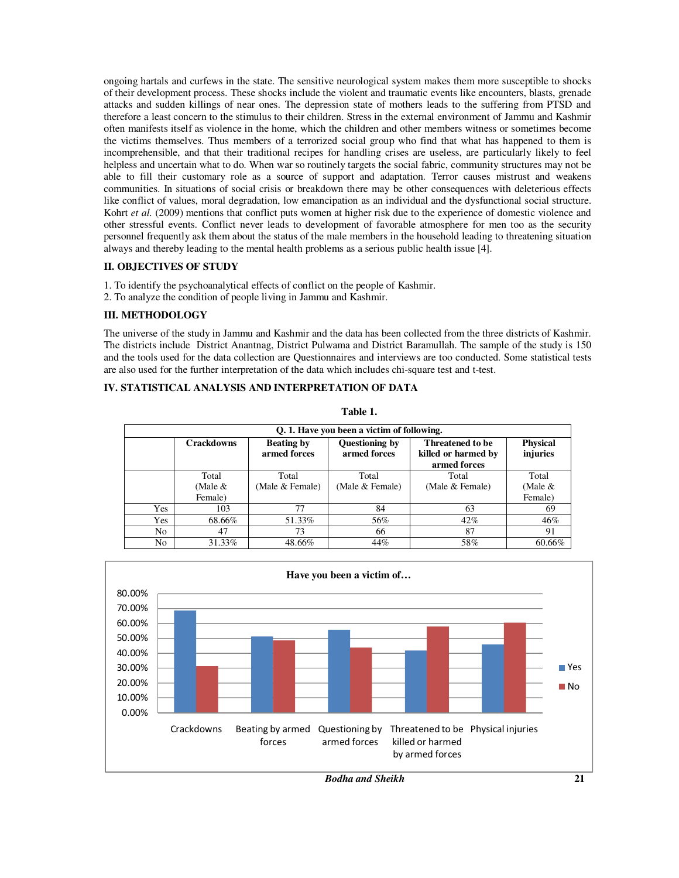ongoing hartals and curfews in the state. The sensitive neurological system makes them more susceptible to shocks of their development process. These shocks include the violent and traumatic events like encounters, blasts, grenade attacks and sudden killings of near ones. The depression state of mothers leads to the suffering from PTSD and therefore a least concern to the stimulus to their children. Stress in the external environment of Jammu and Kashmir often manifests itself as violence in the home, which the children and other members witness or sometimes become the victims themselves. Thus members of a terrorized social group who find that what has happened to them is incomprehensible, and that their traditional recipes for handling crises are useless, are particularly likely to feel helpless and uncertain what to do. When war so routinely targets the social fabric, community structures may not be able to fill their customary role as a source of support and adaptation. Terror causes mistrust and weakens communities. In situations of social crisis or breakdown there may be other consequences with deleterious effects like conflict of values, moral degradation, low emancipation as an individual and the dysfunctional social structure. Kohrt *et al.* (2009) mentions that conflict puts women at higher risk due to the experience of domestic violence and other stressful events. Conflict never leads to development of favorable atmosphere for men too as the security personnel frequently ask them about the status of the male members in the household leading to threatening situation always and thereby leading to the mental health problems as a serious public health issue [4].

## II. OBJECTIVES OF STUDY

1. To identify the psychoanalytical effects of conflict on the people of Kashmir.
2. To analyze the condition of people living in Jammu and Kashmir.

## III. METHODOLOGY

The universe of the study in Jammu and Kashmir and the data has been collected from the three districts of Kashmir. The districts include District Anantnag, District Pulwama and District Baramullah. The sample of the study is 150 and the tools used for the data collection are Questionnaires and interviews are too conducted. Some statistical tests are also used for the further interpretation of the data which includes chi-square test and t-test.

## IV. STATISTICAL ANALYSIS AND INTERPRETATION OF DATA

**Table 1.**

| Q. 1. Have you been a victim of following. | | | | | |
|---|---|---|---|---|---|
| | **Crackdowns** | **Beating by armed forces** | **Questioning by armed forces** | **Threatened to be killed or harmed by armed forces** | **Physical injuries** |
| | Total (Male & Female) | Total (Male & Female) | Total (Male & Female) | Total (Male & Female) | Total (Male & Female) |
| Yes | 103 | 77 | 84 | 63 | 69 |
| Yes | 68.66% | 51.33% | 56% | 42% | 46% |
| No | 47 | 73 | 66 | 87 | 91 |
| No | 31.33% | 48.66% | 44% | 58% | 60.66% |

**Have you been a victim of…**

| | Yes | No |
|---|---|---|
| Crackdowns | 68.66% | 31.33% |
| Beating by armed forces | 51.33% | 48.66% |
| Questioning by armed forces | 56% | 44% |
| Threatened to be killed or harmed by armed forces | 42% | 58% |
| Physical injuries | 46% | 60.66% |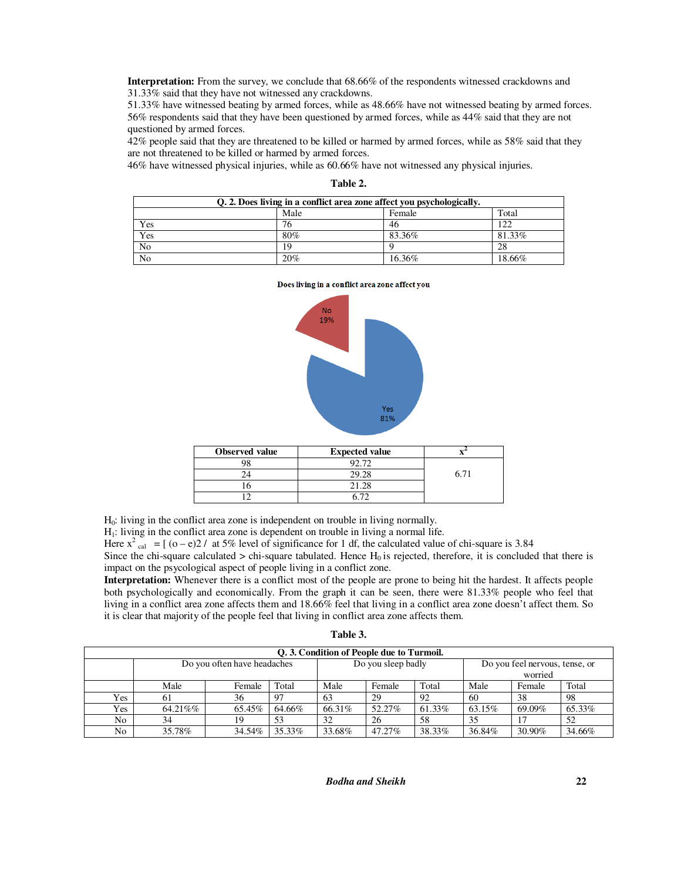**Interpretation:** From the survey, we conclude that 68.66% of the respondents witnessed crackdowns and 31.33% said that they have not witnessed any crackdowns.

51.33% have witnessed beating by armed forces, while as 48.66% have not witnessed beating by armed forces.

56% respondents said that they have been questioned by armed forces, while as 44% said that they are not questioned by armed forces.

42% people said that they are threatened to be killed or harmed by armed forces, while as 58% said that they are not threatened to be killed or harmed by armed forces.

46% have witnessed physical injuries, while as 60.66% have not witnessed any physical injuries.

**Table 2.**

| Q. 2. Does living in a conflict area zone affect you psychologically. | | | |
|---|---|---|---|
| | Male | Female | Total |
| Yes | 76 | 46 | 122 |
| Yes | 80% | 83.36% | 81.33% |
| No | 19 | 9 | 28 |
| No | 20% | 16.36% | 18.66% |

Does living in a conflict area zone affect you

No 19%

Yes 81%

| Observed value | Expected value | $x^2$ |
|---|---|---|
| 98 | 92.72 | 6.71 |
| 24 | 29.28 | |
| 16 | 21.28 | |
| 12 | 6.72 | |

$H_0$: living in the conflict area zone is independent on trouble in living normally.

$H_1$: living in the conflict area zone is dependent on trouble in living a normal life.

Here $x^2_{cal}$ = [ (o – e)2 / at 5% level of significance for 1 df, the calculated value of chi-square is 3.84

Since the chi-square calculated > chi-square tabulated. Hence $H_0$ is rejected, therefore, it is concluded that there is impact on the psycological aspect of people living in a conflict zone.

**Interpretation:** Whenever there is a conflict most of the people are prone to being hit the hardest. It affects people both psychologically and economically. From the graph it can be seen, there were 81.33% people who feel that living in a conflict area zone affects them and 18.66% feel that living in a conflict area zone doesn't affect them. So it is clear that majority of the people feel that living in conflict area zone affects them.

**Table 3.**

| Q. 3. Condition of People due to Turmoil. | | | | | | | | | |
|---|---|---|---|---|---|---|---|---|---|
| | Do you often have headaches | | | Do you sleep badly | | | Do you feel nervous, tense, or worried | | |
| | Male | Female | Total | Male | Female | Total | Male | Female | Total |
| Yes | 61 | 36 | 97 | 63 | 29 | 92 | 60 | 38 | 98 |
| Yes | 64.21%% | 65.45% | 64.66% | 66.31% | 52.27% | 61.33% | 63.15% | 69.09% | 65.33% |
| No | 34 | 19 | 53 | 32 | 26 | 58 | 35 | 17 | 52 |
| No | 35.78% | 34.54% | 35.33% | 33.68% | 47.27% | 38.33% | 36.84% | 30.90% | 34.66% |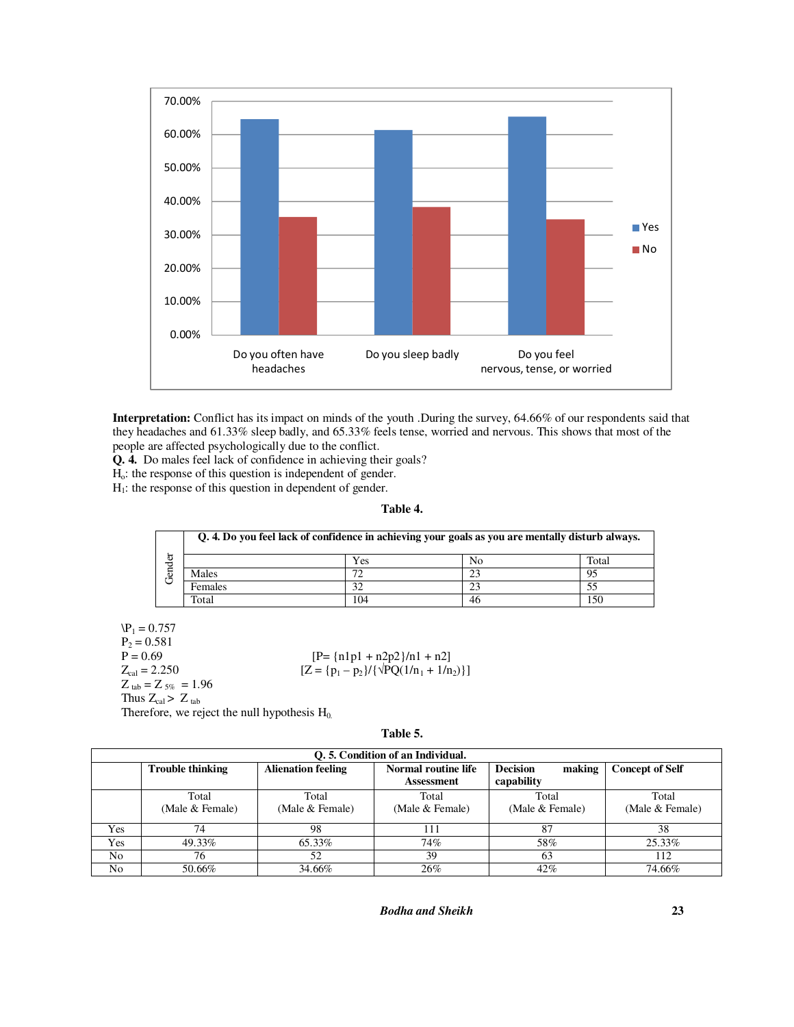**Interpretation:** Conflict has its impact on minds of the youth .During the survey, 64.66% of our respondents said that they headaches and 61.33% sleep badly, and 65.33% feels tense, worried and nervous. This shows that most of the people are affected psychologically due to the conflict.

**Q. 4.** Do males feel lack of confidence in achieving their goals?

$H_o$: the response of this question is independent of gender.

$H_1$: the response of this question in dependent of gender.

**Table 4.**

| Gender | **Q. 4. Do you feel lack of confidence in achieving your goals as you are mentally disturb always.** | | | |
|---|---|---|---|---|
| | | Yes | No | Total |
| | Males | 72 | 23 | 95 |
| | Females | 32 | 23 | 55 |
| | Total | 104 | 46 | 150 |

\$P_1 = 0.757$

$P_2 = 0.581$

$P = 0.69$ $\qquad$ [P= {n1p1 + n2p2}/n1 + n2]

$Z_{cal} = 2.250$ $\qquad$ $[Z = \{p_1 - p_2\}/\{\sqrt{PQ(1/n_1 + 1/n_2)}\}]$

$Z_{tab} = Z_{5\%} = 1.96$

Thus $Z_{cal} > Z_{tab}$

Therefore, we reject the null hypothesis $H_0$.

**Table 5.**

| **Q. 5. Condition of an Individual.** | | | | | |
|---|---|---|---|---|---|
| | **Trouble thinking** | **Alienation feeling** | **Normal routine life Assessment** | **Decision making capability** | **Concept of Self** |
| | Total (Male & Female) | Total (Male & Female) | Total (Male & Female) | Total (Male & Female) | Total (Male & Female) |
| Yes | 74 | 98 | 111 | 87 | 38 |
| Yes | 49.33% | 65.33% | 74% | 58% | 25.33% |
| No | 76 | 52 | 39 | 63 | 112 |
| No | 50.66% | 34.66% | 26% | 42% | 74.66% |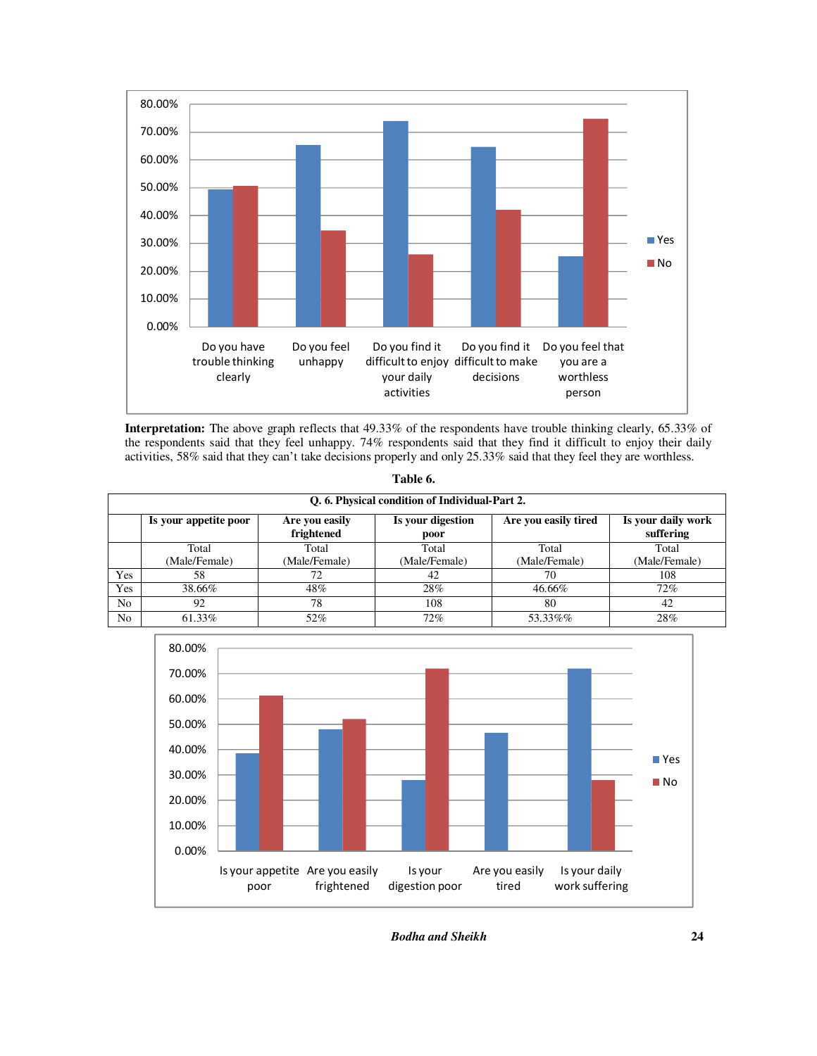**Interpretation:** The above graph reflects that 49.33% of the respondents have trouble thinking clearly, 65.33% of the respondents said that they feel unhappy. 74% respondents said that they find it difficult to enjoy their daily activities, 58% said that they can't take decisions properly and only 25.33% said that they feel they are worthless.

**Table 6.**

| Q. 6. Physical condition of Individual-Part 2. | | | | | |
|---|---|---|---|---|---|
| | **Is your appetite poor** | **Are you easily frightened** | **Is your digestion poor** | **Are you easily tired** | **Is your daily work suffering** |
| | Total (Male/Female) | Total (Male/Female) | Total (Male/Female) | Total (Male/Female) | Total (Male/Female) |
| Yes | 58 | 72 | 42 | 70 | 108 |
| Yes | 38.66% | 48% | 28% | 46.66% | 72% |
| No | 92 | 78 | 108 | 80 | 42 |
| No | 61.33% | 52% | 72% | 53.33%% | 28% |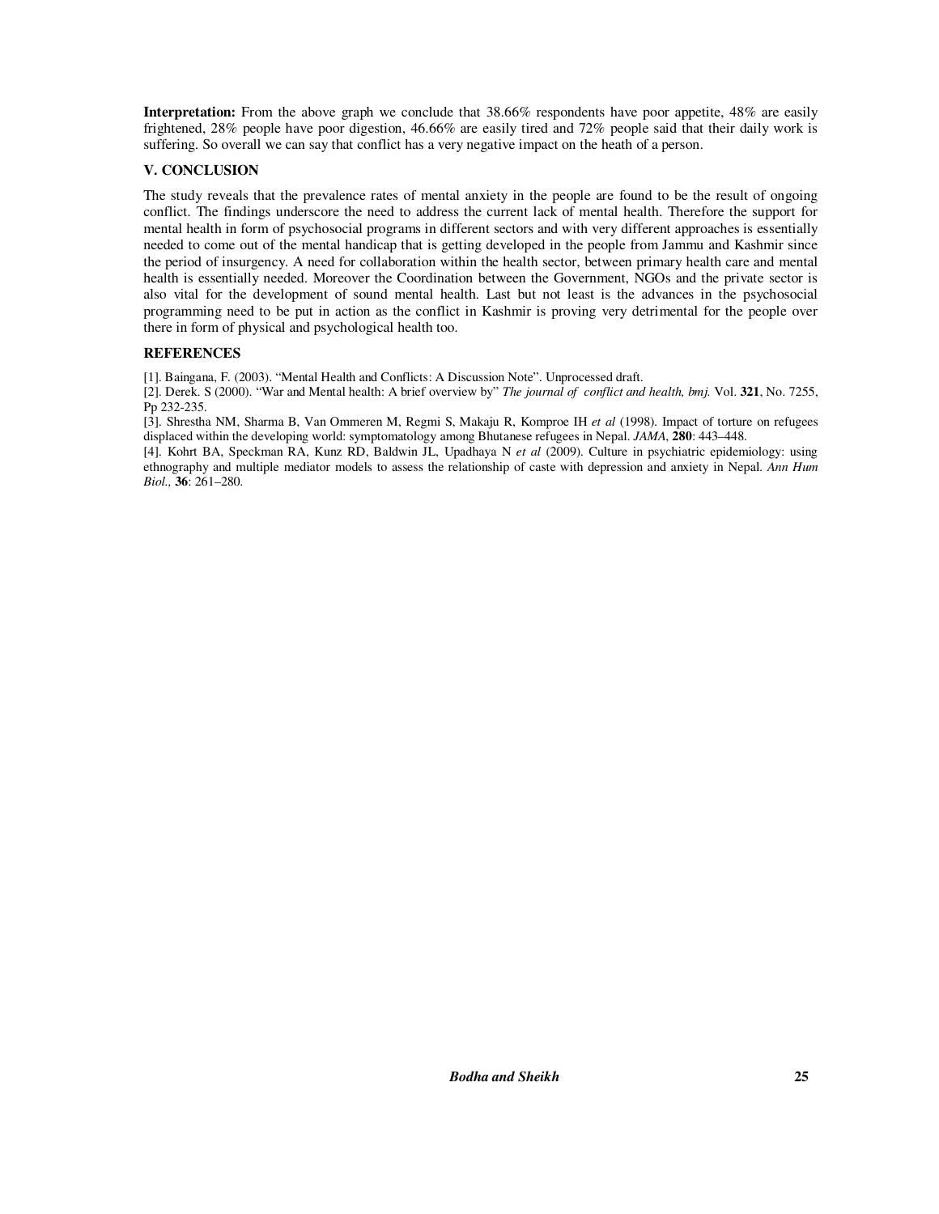**Interpretation:** From the above graph we conclude that 38.66% respondents have poor appetite, 48% are easily frightened, 28% people have poor digestion, 46.66% are easily tired and 72% people said that their daily work is suffering. So overall we can say that conflict has a very negative impact on the heath of a person.

## V. CONCLUSION

The study reveals that the prevalence rates of mental anxiety in the people are found to be the result of ongoing conflict. The findings underscore the need to address the current lack of mental health. Therefore the support for mental health in form of psychosocial programs in different sectors and with very different approaches is essentially needed to come out of the mental handicap that is getting developed in the people from Jammu and Kashmir since the period of insurgency. A need for collaboration within the health sector, between primary health care and mental health is essentially needed. Moreover the Coordination between the Government, NGOs and the private sector is also vital for the development of sound mental health. Last but not least is the advances in the psychosocial programming need to be put in action as the conflict in Kashmir is proving very detrimental for the people over there in form of physical and psychological health too.

## REFERENCES

[1]. Baingana, F. (2003). "Mental Health and Conflicts: A Discussion Note". Unprocessed draft.

[2]. Derek. S (2000). "War and Mental health: A brief overview by" *The journal of conflict and health, bmj.* Vol. **321**, No. 7255, Pp 232-235.

[3]. Shrestha NM, Sharma B, Van Ommeren M, Regmi S, Makaju R, Komproe IH *et al* (1998). Impact of torture on refugees displaced within the developing world: symptomatology among Bhutanese refugees in Nepal. *JAMA*, **280**: 443–448.

[4]. Kohrt BA, Speckman RA, Kunz RD, Baldwin JL, Upadhaya N *et al* (2009). Culture in psychiatric epidemiology: using ethnography and multiple mediator models to assess the relationship of caste with depression and anxiety in Nepal. *Ann Hum Biol.,* **36**: 261–280.